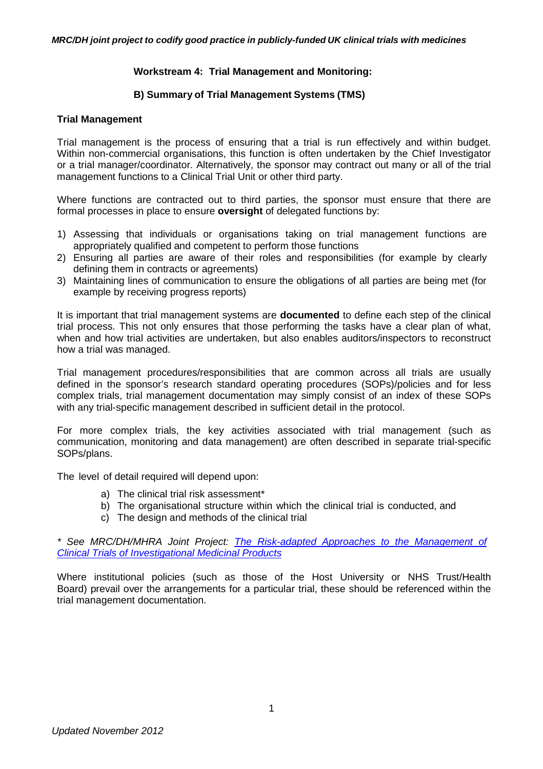## Workstream 4: Trial Management and Monitoring:

### B) Summary of Trial Management Systems (TMS)

**Trial Management**

Trial management is the process of ensuring that a trial is run effectively and within budget. Within non-commercial organisations, this function is often undertaken by the Chief Investigator or a trial manager/coordinator. Alternatively, the sponsor may contract out many or all of the trial management functions to a Clinical Trial Unit or other third party.

Where functions are contracted out to third parties, the sponsor must ensure that there are formal processes in place to ensure **oversight** of delegated functions by:

1) Assessing that individuals or organisations taking on trial management functions are appropriately qualified and competent to perform those functions
2) Ensuring all parties are aware of their roles and responsibilities (for example by clearly defining them in contracts or agreements)
3) Maintaining lines of communication to ensure the obligations of all parties are being met (for example by receiving progress reports)

It is important that trial management systems are **documented** to define each step of the clinical trial process. This not only ensures that those performing the tasks have a clear plan of what, when and how trial activities are undertaken, but also enables auditors/inspectors to reconstruct how a trial was managed.

Trial management procedures/responsibilities that are common across all trials are usually defined in the sponsor's research standard operating procedures (SOPs)/policies and for less complex trials, trial management documentation may simply consist of an index of these SOPs with any trial-specific management described in sufficient detail in the protocol.

For more complex trials, the key activities associated with trial management (such as communication, monitoring and data management) are often described in separate trial-specific SOPs/plans.

The level of detail required will depend upon:

a) The clinical trial risk assessment*
b) The organisational structure within which the clinical trial is conducted, and
c) The design and methods of the clinical trial

*\* See MRC/DH/MHRA Joint Project: The Risk-adapted Approaches to the Management of Clinical Trials of Investigational Medicinal Products*

Where institutional policies (such as those of the Host University or NHS Trust/Health Board) prevail over the arrangements for a particular trial, these should be referenced within the trial management documentation.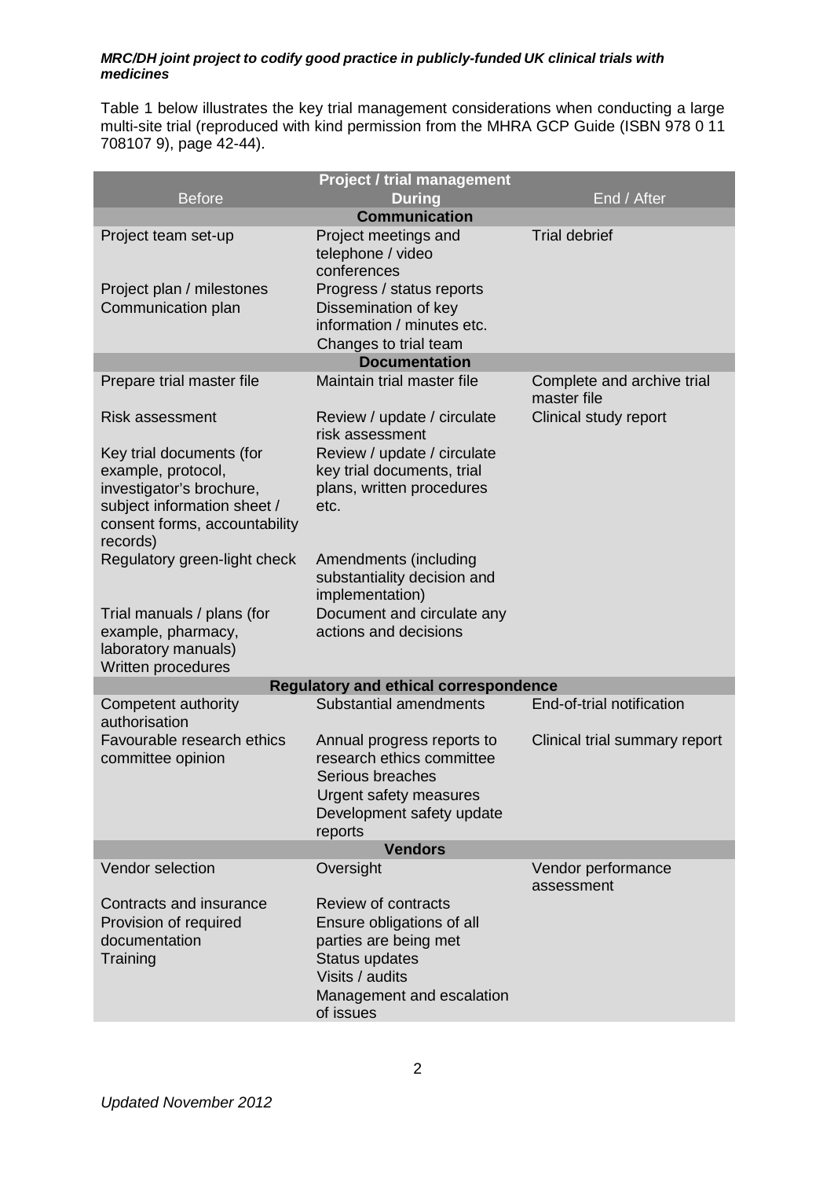Table 1 below illustrates the key trial management considerations when conducting a large multi-site trial (reproduced with kind permission from the MHRA GCP Guide (ISBN 978 0 11 708107 9), page 42-44).

| Project / trial management | | |
|---|---|---|
| **Before** | **During** | **End / After** |
| **Communication** | | |
| Project team set-up | Project meetings and telephone / video conferences | Trial debrief |
| Project plan / milestones | Progress / status reports | |
| Communication plan | Dissemination of key information / minutes etc. | |
| | Changes to trial team | |
| **Documentation** | | |
| Prepare trial master file | Maintain trial master file | Complete and archive trial master file |
| Risk assessment | Review / update / circulate risk assessment | Clinical study report |
| Key trial documents (for example, protocol, investigator's brochure, subject information sheet / consent forms, accountability records) | Review / update / circulate key trial documents, trial plans, written procedures etc. | |
| Regulatory green-light check | Amendments (including substantiality decision and implementation) | |
| Trial manuals / plans (for example, pharmacy, laboratory manuals) | Document and circulate any actions and decisions | |
| Written procedures | | |
| **Regulatory and ethical correspondence** | | |
| Competent authority authorisation | Substantial amendments | End-of-trial notification |
| Favourable research ethics committee opinion | Annual progress reports to research ethics committee | Clinical trial summary report |
| | Serious breaches | |
| | Urgent safety measures | |
| | Development safety update reports | |
| **Vendors** | | |
| Vendor selection | Oversight | Vendor performance assessment |
| Contracts and insurance | Review of contracts | |
| Provision of required documentation | Ensure obligations of all parties are being met | |
| Training | Status updates | |
| | Visits / audits | |
| | Management and escalation of issues | |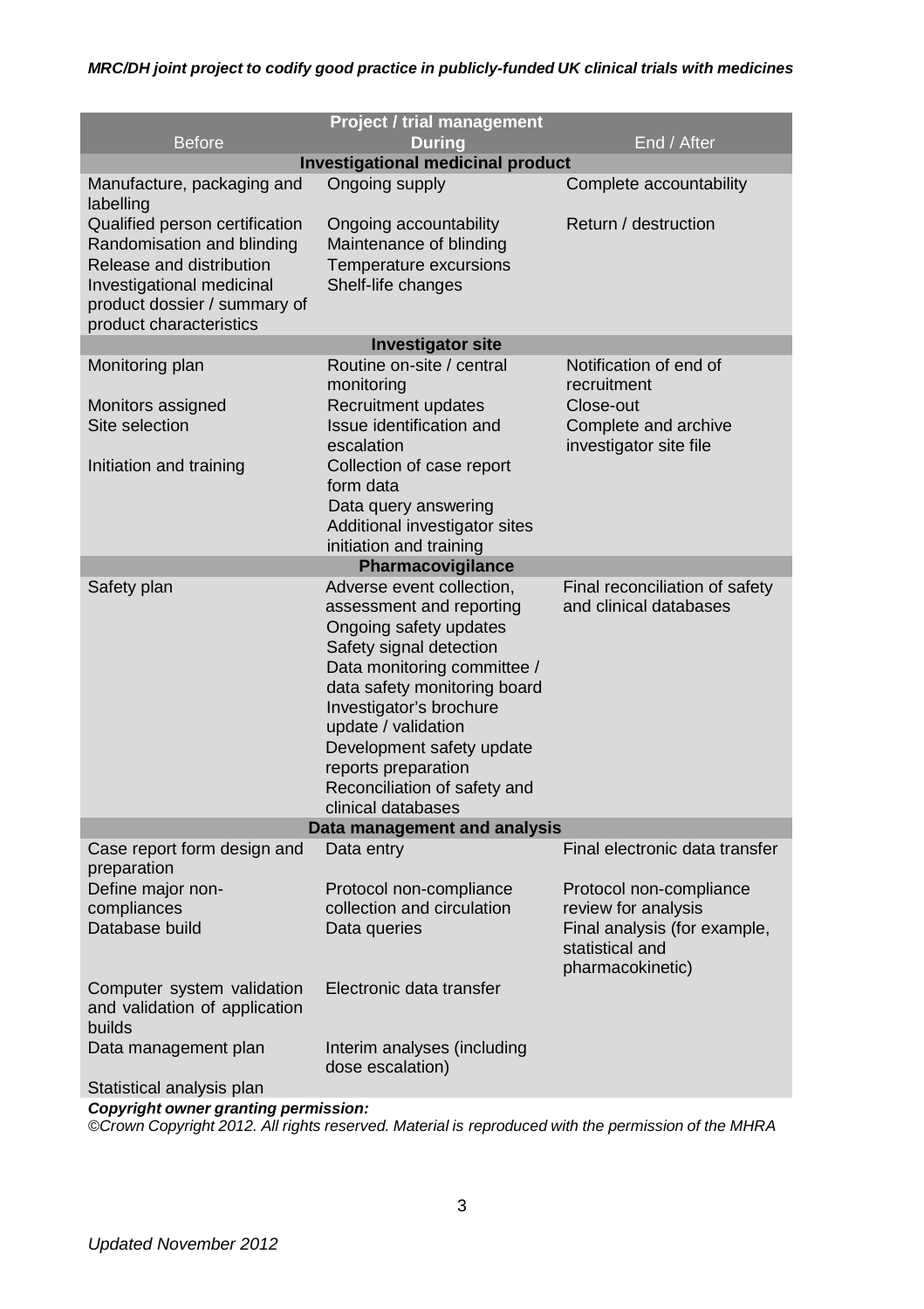| Project / trial management | | |
|---|---|---|
| Before | During | End / After |
| **Investigational medicinal product** | | |
| Manufacture, packaging and labelling | Ongoing supply | Complete accountability |
| Qualified person certification | Ongoing accountability | Return / destruction |
| Randomisation and blinding | Maintenance of blinding | |
| Release and distribution | Temperature excursions | |
| Investigational medicinal product dossier / summary of product characteristics | Shelf-life changes | |
| **Investigator site** | | |
| Monitoring plan | Routine on-site / central monitoring | Notification of end of recruitment |
| Monitors assigned | Recruitment updates | Close-out |
| Site selection | Issue identification and escalation | Complete and archive investigator site file |
| Initiation and training | Collection of case report form data | |
| | Data query answering | |
| | Additional investigator sites initiation and training | |
| **Pharmacovigilance** | | |
| Safety plan | Adverse event collection, assessment and reporting | Final reconciliation of safety and clinical databases |
| | Ongoing safety updates | |
| | Safety signal detection | |
| | Data monitoring committee / data safety monitoring board | |
| | Investigator's brochure update / validation | |
| | Development safety update reports preparation | |
| | Reconciliation of safety and clinical databases | |
| **Data management and analysis** | | |
| Case report form design and preparation | Data entry | Final electronic data transfer |
| Define major non-compliances | Protocol non-compliance collection and circulation | Protocol non-compliance review for analysis |
| Database build | Data queries | Final analysis (for example, statistical and pharmacokinetic) |
| Computer system validation and validation of application builds | Electronic data transfer | |
| Data management plan | Interim analyses (including dose escalation) | |
| Statistical analysis plan | | |

***Copyright owner granting permission:***

*©Crown Copyright 2012. All rights reserved. Material is reproduced with the permission of the MHRA*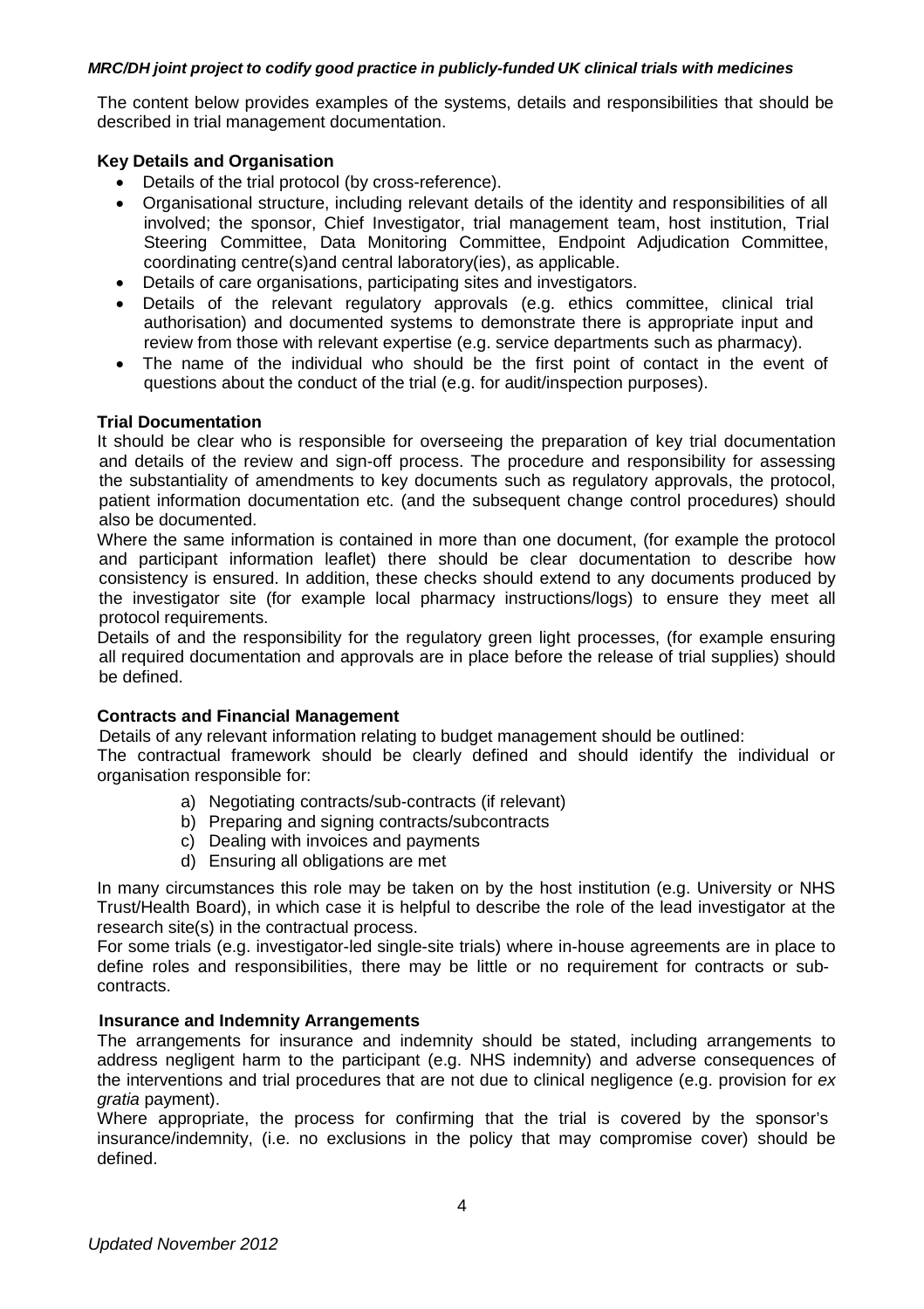The content below provides examples of the systems, details and responsibilities that should be described in trial management documentation.

### Key Details and Organisation

- Details of the trial protocol (by cross-reference).
- Organisational structure, including relevant details of the identity and responsibilities of all involved; the sponsor, Chief Investigator, trial management team, host institution, Trial Steering Committee, Data Monitoring Committee, Endpoint Adjudication Committee, coordinating centre(s)and central laboratory(ies), as applicable.
- Details of care organisations, participating sites and investigators.
- Details of the relevant regulatory approvals (e.g. ethics committee, clinical trial authorisation) and documented systems to demonstrate there is appropriate input and review from those with relevant expertise (e.g. service departments such as pharmacy).
- The name of the individual who should be the first point of contact in the event of questions about the conduct of the trial (e.g. for audit/inspection purposes).

### Trial Documentation

It should be clear who is responsible for overseeing the preparation of key trial documentation and details of the review and sign-off process. The procedure and responsibility for assessing the substantiality of amendments to key documents such as regulatory approvals, the protocol, patient information documentation etc. (and the subsequent change control procedures) should also be documented.

Where the same information is contained in more than one document, (for example the protocol and participant information leaflet) there should be clear documentation to describe how consistency is ensured. In addition, these checks should extend to any documents produced by the investigator site (for example local pharmacy instructions/logs) to ensure they meet all protocol requirements.

Details of and the responsibility for the regulatory green light processes, (for example ensuring all required documentation and approvals are in place before the release of trial supplies) should be defined.

### Contracts and Financial Management

Details of any relevant information relating to budget management should be outlined:

The contractual framework should be clearly defined and should identify the individual or organisation responsible for:

a) Negotiating contracts/sub-contracts (if relevant)
b) Preparing and signing contracts/subcontracts
c) Dealing with invoices and payments
d) Ensuring all obligations are met

In many circumstances this role may be taken on by the host institution (e.g. University or NHS Trust/Health Board), in which case it is helpful to describe the role of the lead investigator at the research site(s) in the contractual process.

For some trials (e.g. investigator-led single-site trials) where in-house agreements are in place to define roles and responsibilities, there may be little or no requirement for contracts or sub-contracts.

### Insurance and Indemnity Arrangements

The arrangements for insurance and indemnity should be stated, including arrangements to address negligent harm to the participant (e.g. NHS indemnity) and adverse consequences of the interventions and trial procedures that are not due to clinical negligence (e.g. provision for *ex gratia* payment).

Where appropriate, the process for confirming that the trial is covered by the sponsor's insurance/indemnity, (i.e. no exclusions in the policy that may compromise cover) should be defined.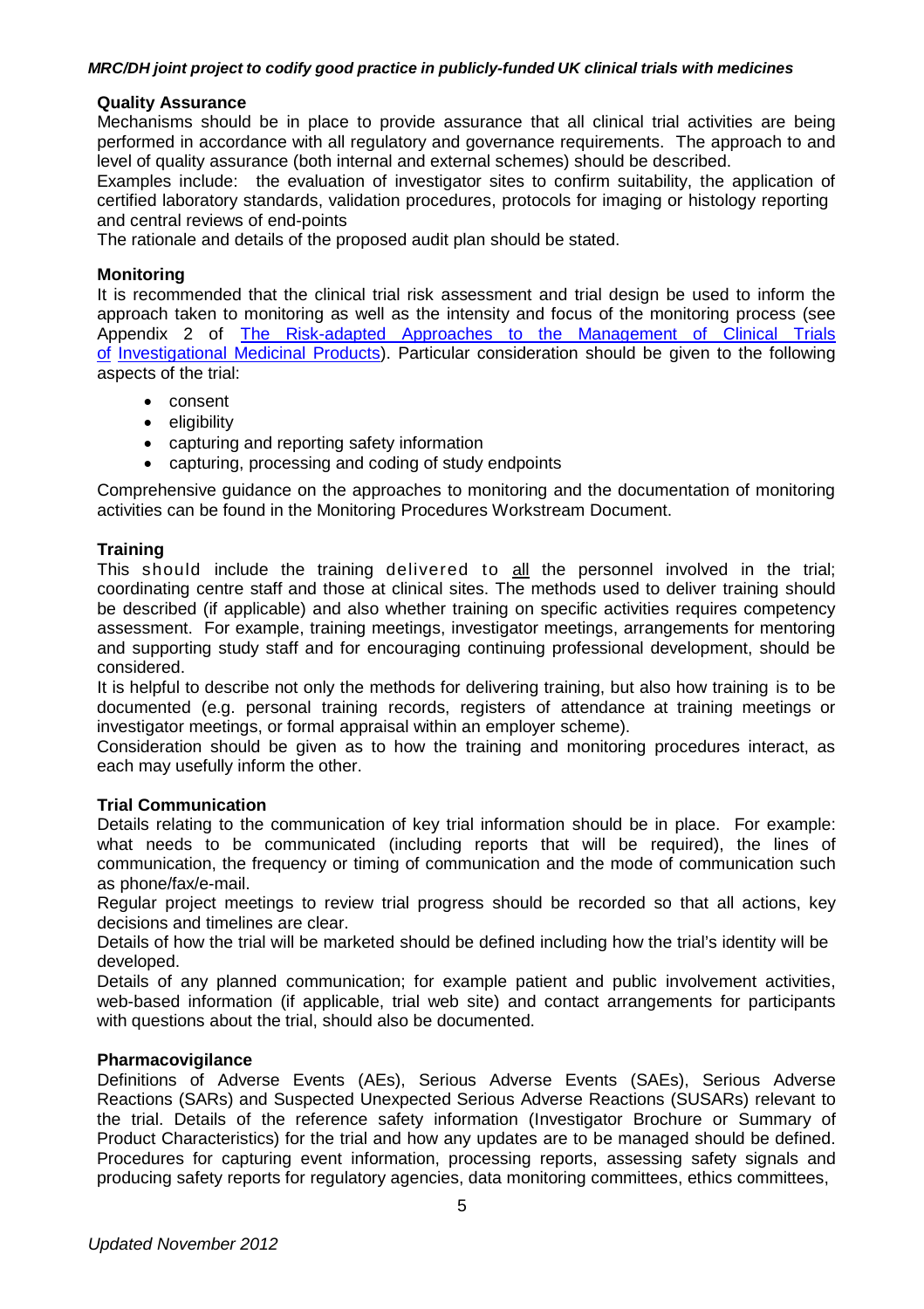**Quality Assurance**

Mechanisms should be in place to provide assurance that all clinical trial activities are being performed in accordance with all regulatory and governance requirements. The approach to and level of quality assurance (both internal and external schemes) should be described.

Examples include: the evaluation of investigator sites to confirm suitability, the application of certified laboratory standards, validation procedures, protocols for imaging or histology reporting and central reviews of end-points

The rationale and details of the proposed audit plan should be stated.

**Monitoring**

It is recommended that the clinical trial risk assessment and trial design be used to inform the approach taken to monitoring as well as the intensity and focus of the monitoring process (see Appendix 2 of The Risk-adapted Approaches to the Management of Clinical Trials of Investigational Medicinal Products). Particular consideration should be given to the following aspects of the trial:

- consent
- eligibility
- capturing and reporting safety information
- capturing, processing and coding of study endpoints

Comprehensive guidance on the approaches to monitoring and the documentation of monitoring activities can be found in the Monitoring Procedures Workstream Document.

**Training**

This should include the training delivered to <u>all</u> the personnel involved in the trial; coordinating centre staff and those at clinical sites. The methods used to deliver training should be described (if applicable) and also whether training on specific activities requires competency assessment. For example, training meetings, investigator meetings, arrangements for mentoring and supporting study staff and for encouraging continuing professional development, should be considered.

It is helpful to describe not only the methods for delivering training, but also how training is to be documented (e.g. personal training records, registers of attendance at training meetings or investigator meetings, or formal appraisal within an employer scheme).

Consideration should be given as to how the training and monitoring procedures interact, as each may usefully inform the other.

**Trial Communication**

Details relating to the communication of key trial information should be in place. For example: what needs to be communicated (including reports that will be required), the lines of communication, the frequency or timing of communication and the mode of communication such as phone/fax/e-mail.

Regular project meetings to review trial progress should be recorded so that all actions, key decisions and timelines are clear.

Details of how the trial will be marketed should be defined including how the trial's identity will be developed.

Details of any planned communication; for example patient and public involvement activities, web-based information (if applicable, trial web site) and contact arrangements for participants with questions about the trial, should also be documented.

**Pharmacovigilance**

Definitions of Adverse Events (AEs), Serious Adverse Events (SAEs), Serious Adverse Reactions (SARs) and Suspected Unexpected Serious Adverse Reactions (SUSARs) relevant to the trial. Details of the reference safety information (Investigator Brochure or Summary of Product Characteristics) for the trial and how any updates are to be managed should be defined. Procedures for capturing event information, processing reports, assessing safety signals and producing safety reports for regulatory agencies, data monitoring committees, ethics committees,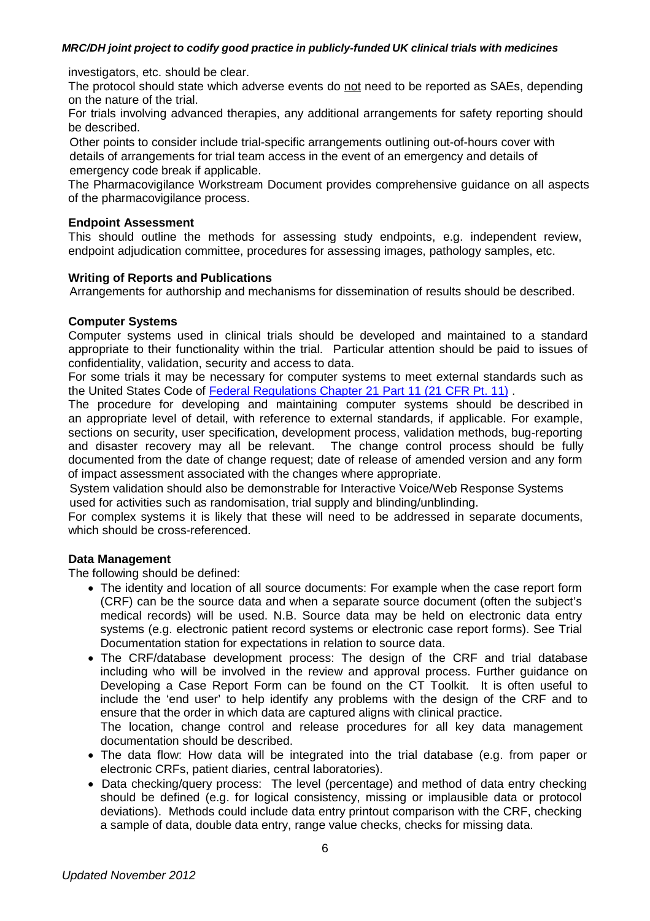investigators, etc. should be clear.

The protocol should state which adverse events do not need to be reported as SAEs, depending on the nature of the trial.

For trials involving advanced therapies, any additional arrangements for safety reporting should be described.

Other points to consider include trial-specific arrangements outlining out-of-hours cover with details of arrangements for trial team access in the event of an emergency and details of emergency code break if applicable.

The Pharmacovigilance Workstream Document provides comprehensive guidance on all aspects of the pharmacovigilance process.

**Endpoint Assessment**

This should outline the methods for assessing study endpoints, e.g. independent review, endpoint adjudication committee, procedures for assessing images, pathology samples, etc.

**Writing of Reports and Publications**

Arrangements for authorship and mechanisms for dissemination of results should be described.

**Computer Systems**

Computer systems used in clinical trials should be developed and maintained to a standard appropriate to their functionality within the trial. Particular attention should be paid to issues of confidentiality, validation, security and access to data.

For some trials it may be necessary for computer systems to meet external standards such as the United States Code of Federal Regulations Chapter 21 Part 11 (21 CFR Pt. 11) .

The procedure for developing and maintaining computer systems should be described in an appropriate level of detail, with reference to external standards, if applicable. For example, sections on security, user specification, development process, validation methods, bug-reporting and disaster recovery may all be relevant. The change control process should be fully documented from the date of change request; date of release of amended version and any form of impact assessment associated with the changes where appropriate.

System validation should also be demonstrable for Interactive Voice/Web Response Systems used for activities such as randomisation, trial supply and blinding/unblinding.

For complex systems it is likely that these will need to be addressed in separate documents, which should be cross-referenced.

**Data Management**

The following should be defined:

- The identity and location of all source documents: For example when the case report form (CRF) can be the source data and when a separate source document (often the subject's medical records) will be used. N.B. Source data may be held on electronic data entry systems (e.g. electronic patient record systems or electronic case report forms). See Trial Documentation station for expectations in relation to source data.
- The CRF/database development process: The design of the CRF and trial database including who will be involved in the review and approval process. Further guidance on Developing a Case Report Form can be found on the CT Toolkit. It is often useful to include the 'end user' to help identify any problems with the design of the CRF and to ensure that the order in which data are captured aligns with clinical practice.
  The location, change control and release procedures for all key data management documentation should be described.
- The data flow: How data will be integrated into the trial database (e.g. from paper or electronic CRFs, patient diaries, central laboratories).
- Data checking/query process: The level (percentage) and method of data entry checking should be defined (e.g. for logical consistency, missing or implausible data or protocol deviations). Methods could include data entry printout comparison with the CRF, checking a sample of data, double data entry, range value checks, checks for missing data.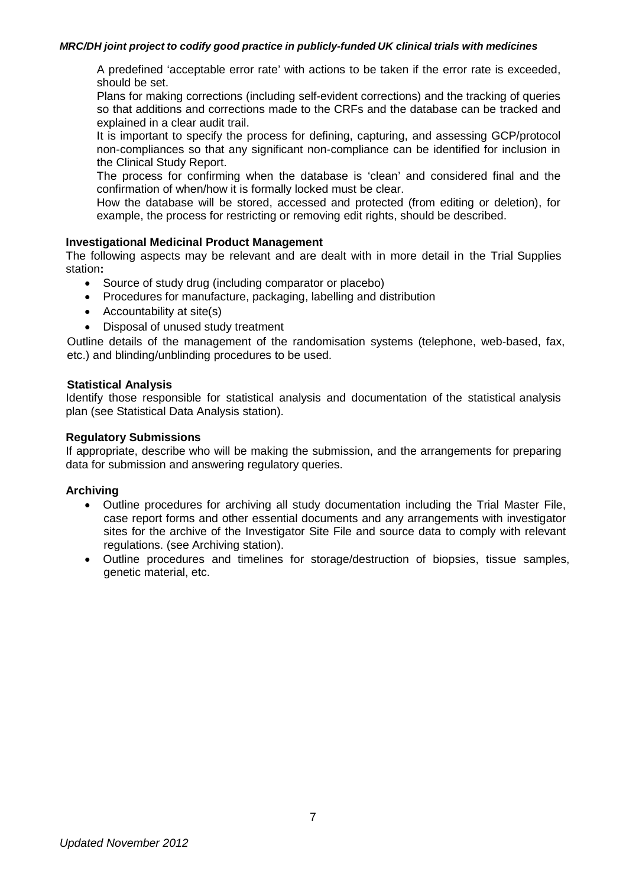A predefined 'acceptable error rate' with actions to be taken if the error rate is exceeded, should be set.

Plans for making corrections (including self-evident corrections) and the tracking of queries so that additions and corrections made to the CRFs and the database can be tracked and explained in a clear audit trail.

It is important to specify the process for defining, capturing, and assessing GCP/protocol non-compliances so that any significant non-compliance can be identified for inclusion in the Clinical Study Report.

The process for confirming when the database is 'clean' and considered final and the confirmation of when/how it is formally locked must be clear.

How the database will be stored, accessed and protected (from editing or deletion), for example, the process for restricting or removing edit rights, should be described.

**Investigational Medicinal Product Management**

The following aspects may be relevant and are dealt with in more detail in the Trial Supplies station**:**

- Source of study drug (including comparator or placebo)
- Procedures for manufacture, packaging, labelling and distribution
- Accountability at site(s)
- Disposal of unused study treatment

Outline details of the management of the randomisation systems (telephone, web-based, fax, etc.) and blinding/unblinding procedures to be used.

**Statistical Analysis**

Identify those responsible for statistical analysis and documentation of the statistical analysis plan (see Statistical Data Analysis station).

**Regulatory Submissions**

If appropriate, describe who will be making the submission, and the arrangements for preparing data for submission and answering regulatory queries.

**Archiving**

- Outline procedures for archiving all study documentation including the Trial Master File, case report forms and other essential documents and any arrangements with investigator sites for the archive of the Investigator Site File and source data to comply with relevant regulations. (see Archiving station).
- Outline procedures and timelines for storage/destruction of biopsies, tissue samples, genetic material, etc.